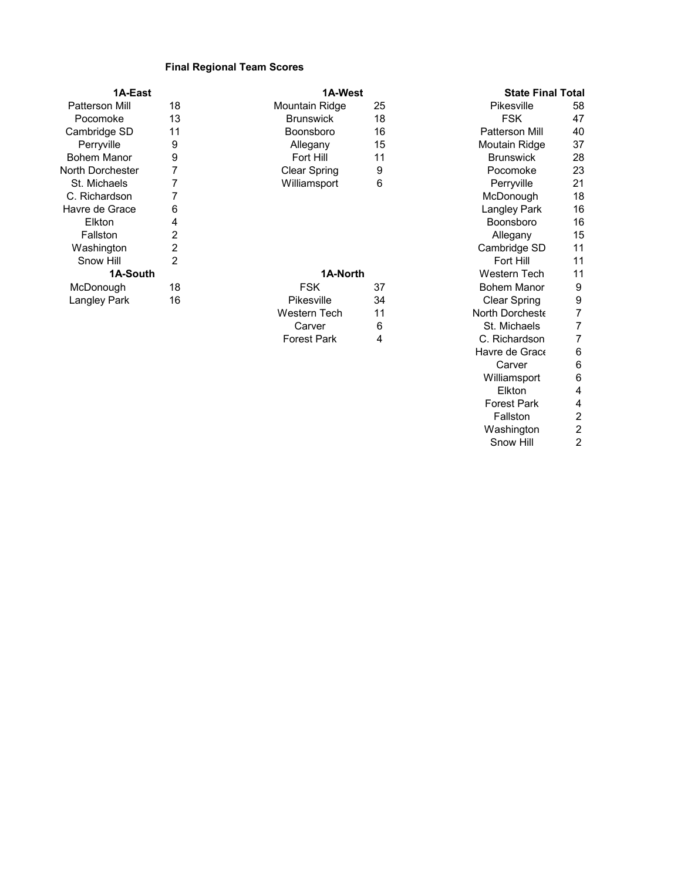## Final Regional Team Scores

### 1A-East

| School | Score |
|---|---|
| Patterson Mill | 18 |
| Pocomoke | 13 |
| Cambridge SD | 11 |
| Perryville | 9 |
| Bohem Manor | 9 |
| North Dorchester | 7 |
| St. Michaels | 7 |
| C. Richardson | 7 |
| Havre de Grace | 6 |
| Elkton | 4 |
| Fallston | 2 |
| Washington | 2 |
| Snow Hill | 2 |

### 1A-South

| School | Score |
|---|---|
| McDonough | 18 |
| Langley Park | 16 |

### 1A-West

| School | Score |
|---|---|
| Mountain Ridge | 25 |
| Brunswick | 18 |
| Boonsboro | 16 |
| Allegany | 15 |
| Fort Hill | 11 |
| Clear Spring | 9 |
| Williamsport | 6 |

### 1A-North

| School | Score |
|---|---|
| FSK | 37 |
| Pikesville | 34 |
| Western Tech | 11 |
| Carver | 6 |
| Forest Park | 4 |

### State Final Total

| School | Score |
|---|---|
| Pikesville | 58 |
| FSK | 47 |
| Patterson Mill | 40 |
| Moutain Ridge | 37 |
| Brunswick | 28 |
| Pocomoke | 23 |
| Perryville | 21 |
| McDonough | 18 |
| Langley Park | 16 |
| Boonsboro | 16 |
| Allegany | 15 |
| Cambridge SD | 11 |
| Fort Hill | 11 |
| Western Tech | 11 |
| Bohem Manor | 9 |
| Clear Spring | 9 |
| North Dorcheste | 7 |
| St. Michaels | 7 |
| C. Richardson | 7 |
| Havre de Grace | 6 |
| Carver | 6 |
| Williamsport | 6 |
| Elkton | 4 |
| Forest Park | 4 |
| Fallston | 2 |
| Washington | 2 |
| Snow Hill | 2 |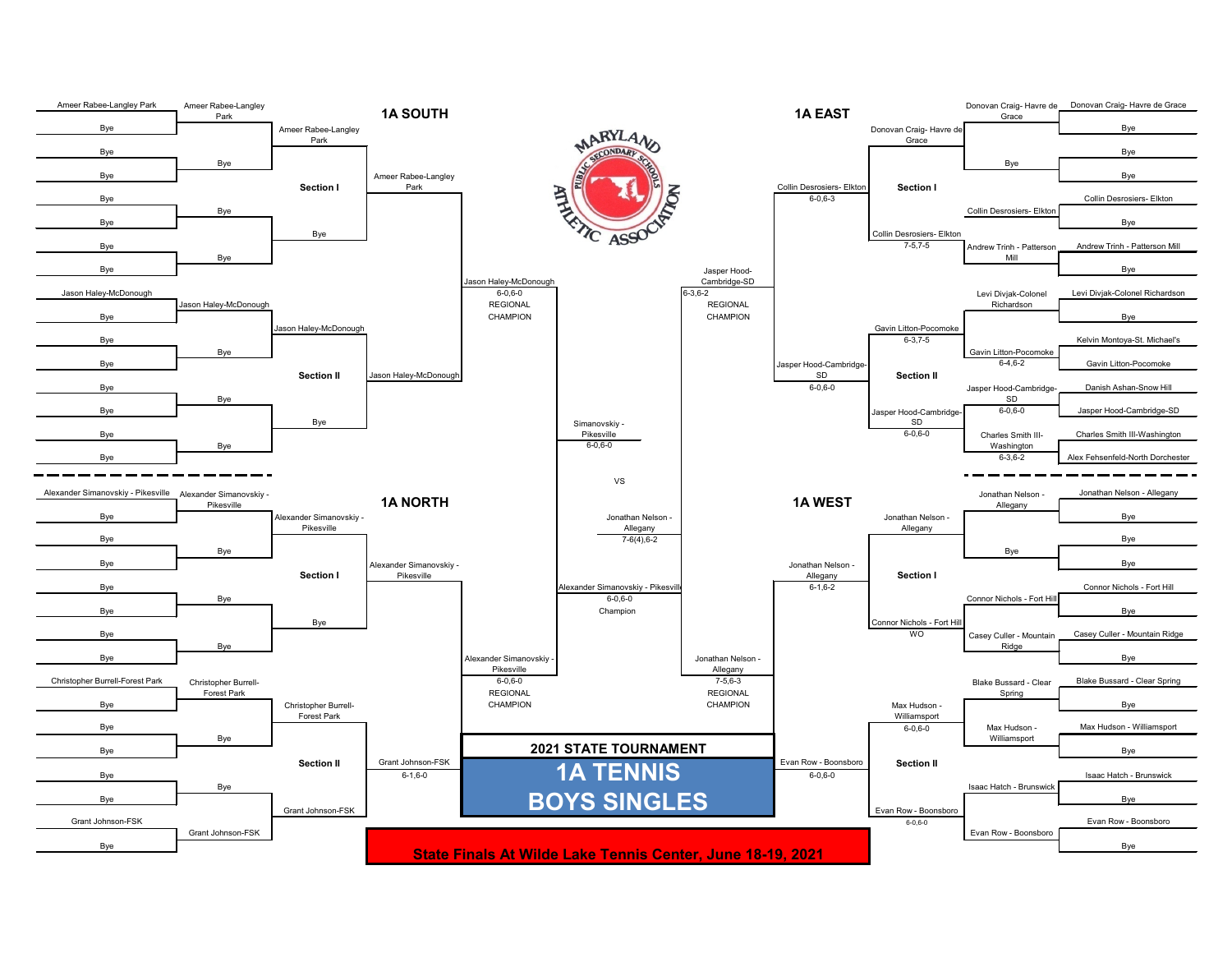# 2021 STATE TOURNAMENT

## 1A TENNIS BOYS SINGLES

**State Finals At Wilde Lake Tennis Center, June 18-19, 2021**

## 1A SOUTH

### Section I

| Round 1 | Round 2 | Section Semifinal | Section Final |
|---|---|---|---|
| Ameer Rabee-Langley Park vs Bye | Ameer Rabee-Langley Park | Ameer Rabee-Langley Park | Ameer Rabee-Langley Park |
| Bye vs Bye | Bye | | |
| Bye vs Bye | Bye | Bye | |
| Bye vs Bye | Bye | | |

### Section II

| Round 1 | Round 2 | Section Semifinal | Section Final |
|---|---|---|---|
| Jason Haley-McDonough vs Bye | Jason Haley-McDonough | Jason Haley-McDonough | Jason Haley-McDonough |
| Bye vs Bye | Bye | | |
| Bye vs Bye | Bye | Bye | |
| Bye vs Bye | Bye | | |

**Jason Haley-McDonough 6-0,6-0 REGIONAL CHAMPION**

## 1A EAST

### Section I

| Round 1 | Round 2 | Section Semifinal | Section Final |
|---|---|---|---|
| Donovan Craig- Havre de Grace vs Bye | Donovan Craig- Havre de Grace | Donovan Craig- Havre de Grace | Collin Desrosiers- Elkton 6-0,6-3 |
| Bye vs Bye | Bye | | |
| Collin Desrosiers- Elkton vs Bye | Collin Desrosiers- Elkton | Collin Desrosiers- Elkton 7-5,7-5 | |
| Andrew Trinh - Patterson Mill vs Bye | Andrew Trinh - Patterson Mill | | |

### Section II

| Round 1 | Round 2 | Section Semifinal | Section Final |
|---|---|---|---|
| Levi Divjak-Colonel Richardson vs Bye | Levi Divjak-Colonel Richardson | Gavin Litton-Pocomoke 6-3,7-5 | Jasper Hood-Cambridge-SD 6-0,6-0 |
| Kelvin Montoya-St. Michael's vs Gavin Litton-Pocomoke | Gavin Litton-Pocomoke 6-4,6-2 | | |
| Danish Ashan-Snow Hill vs Jasper Hood-Cambridge-SD | Jasper Hood-Cambridge-SD 6-0,6-0 | Jasper Hood-Cambridge-SD 6-0,6-0 | |
| Charles Smith III-Washington vs Alex Fehsenfeld-North Dorchester | Charles Smith III-Washington 6-3,6-2 | | |

**Jasper Hood-Cambridge-SD 6-3,6-2 REGIONAL CHAMPION**

## 1A NORTH

### Section I

| Round 1 | Round 2 | Section Semifinal | Section Final |
|---|---|---|---|
| Alexander Simanovskiy - Pikesville vs Bye | Alexander Simanovskiy - Pikesville | Alexander Simanovskiy - Pikesville | Alexander Simanovskiy - Pikesville |
| Bye vs Bye | Bye | | |
| Bye vs Bye | Bye | Bye | |
| Bye vs Bye | Bye | | |

### Section II

| Round 1 | Round 2 | Section Semifinal | Section Final |
|---|---|---|---|
| Christopher Burrell-Forest Park vs Bye | Christopher Burrell-Forest Park | Christopher Burrell-Forest Park | Grant Johnson-FSK 6-1,6-0 |
| Bye vs Bye | Bye | | |
| Bye vs Bye | Bye | Grant Johnson-FSK | |
| Grant Johnson-FSK vs Bye | Grant Johnson-FSK | | |

**Alexander Simanovskiy - Pikesville 6-0,6-0 REGIONAL CHAMPION**

## 1A WEST

### Section I

| Round 1 | Round 2 | Section Semifinal | Section Final |
|---|---|---|---|
| Jonathan Nelson - Allegany vs Bye | Jonathan Nelson - Allegany | Jonathan Nelson - Allegany | Jonathan Nelson - Allegany 6-1,6-2 |
| Bye vs Bye | Bye | | |
| Connor Nichols - Fort Hill vs Bye | Connor Nichols - Fort Hill | Connor Nichols - Fort Hill WO | |
| Casey Culler - Mountain Ridge vs Bye | Casey Culler - Mountain Ridge | | |

### Section II

| Round 1 | Round 2 | Section Semifinal | Section Final |
|---|---|---|---|
| Blake Bussard - Clear Spring vs Bye | Blake Bussard - Clear Spring | Max Hudson - Williamsport 6-0,6-0 | Evan Row - Boonsboro 6-0,6-0 |
| Max Hudson - Williamsport vs Bye | Max Hudson - Williamsport | | |
| Isaac Hatch - Brunswick vs Bye | Isaac Hatch - Brunswick | Evan Row - Boonsboro 6-0,6-0 | |
| Evan Row - Boonsboro vs Bye | Evan Row - Boonsboro | | |

**Jonathan Nelson - Allegany 7-5,6-3 REGIONAL CHAMPION**

## State Semifinals

- Simanovskiy - Pikesville 6-0,6-0
- Jonathan Nelson - Allegany 7-6(4),6-2

## State Final

Simanovskiy - Pikesville VS Jonathan Nelson - Allegany

**Alexander Simanovskiy - Pikesville 6-0,6-0 Champion**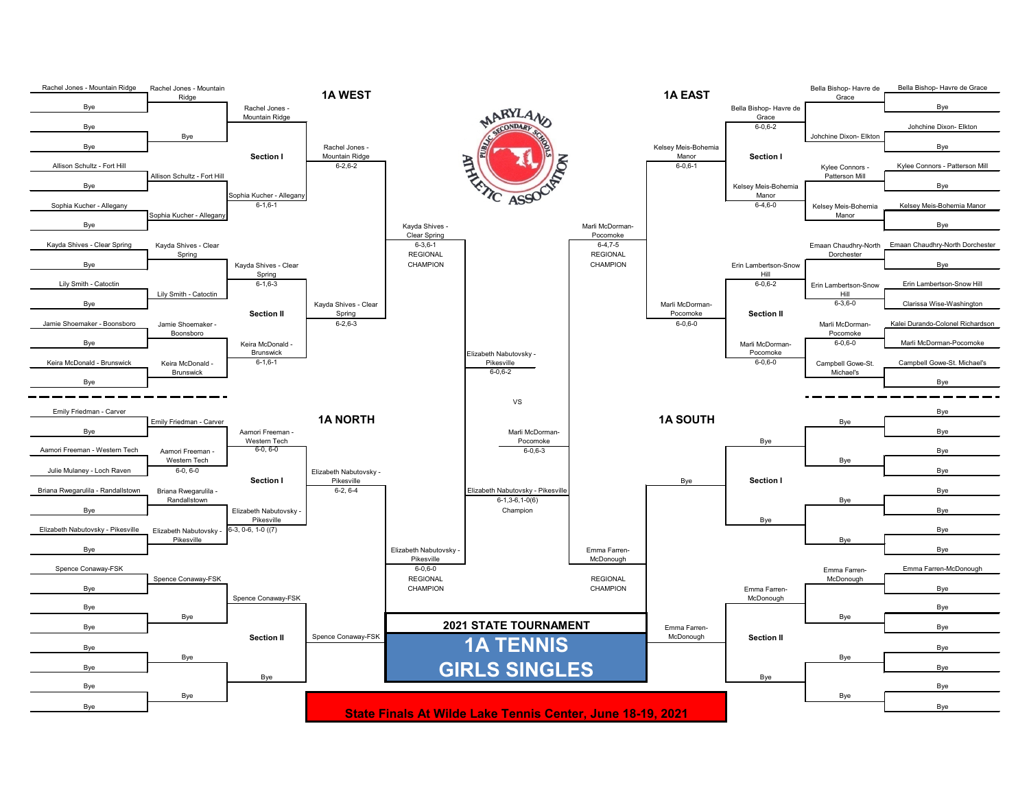# 2021 STATE TOURNAMENT

## 1A TENNIS GIRLS SINGLES

**State Finals At Wilde Lake Tennis Center, June 18-19, 2021**

## 1A WEST

### Section I

| First Round | Second Round | Section Semifinal | Section Final |
|---|---|---|---|
| Rachel Jones - Mountain Ridge | Rachel Jones - Mountain Ridge | Rachel Jones - Mountain Ridge | Rachel Jones - Mountain Ridge 6-2,6-2 |
| Bye | | | |
| Bye | Bye | | |
| Bye | | | |
| Allison Schultz - Fort Hill | Allison Schultz - Fort Hill | Sophia Kucher - Allegany 6-1,6-1 | |
| Bye | | | |
| Sophia Kucher - Allegany | Sophia Kucher - Allegany | | |
| Bye | | | |

### Section II

| First Round | Second Round | Section Semifinal | Section Final |
|---|---|---|---|
| Kayda Shives - Clear Spring | Kayda Shives - Clear Spring | Kayda Shives - Clear Spring 6-1,6-3 | Kayda Shives - Clear Spring 6-2,6-3 |
| Bye | | | |
| Lily Smith - Catoctin | Lily Smith - Catoctin | | |
| Bye | | | |
| Jamie Shoemaker - Boonsboro | Jamie Shoemaker - Boonsboro | Keira McDonald - Brunswick 6-1,6-1 | |
| Bye | | | |
| Keira McDonald - Brunswick | Keira McDonald - Brunswick | | |
| Bye | | | |

**Regional Champion:** Kayda Shives - Clear Spring 6-3,6-1

## 1A EAST

### Section I

| First Round | Second Round | Section Semifinal | Section Final |
|---|---|---|---|
| Bella Bishop- Havre de Grace | Bella Bishop- Havre de Grace | Bella Bishop- Havre de Grace 6-0,6-2 | Kelsey Meis-Bohemia Manor 6-0,6-1 |
| Bye | | | |
| Johchine Dixon- Elkton | Johchine Dixon- Elkton | | |
| Bye | | | |
| Kylee Connors - Patterson Mill | Kylee Connors - Patterson Mill | Kelsey Meis-Bohemia Manor 6-4,6-0 | |
| Bye | | | |
| Kelsey Meis-Bohemia Manor | Kelsey Meis-Bohemia Manor | | |
| Bye | | | |

### Section II

| First Round | Second Round | Section Semifinal | Section Final |
|---|---|---|---|
| Emaan Chaudhry-North Dorchester | Emaan Chaudhry-North Dorchester | Erin Lambertson-Snow Hill 6-0,6-2 | Marli McDorman-Pocomoke 6-0,6-0 |
| Bye | | | |
| Erin Lambertson-Snow Hill | Erin Lambertson-Snow Hill 6-3,6-0 | | |
| Clarissa Wise-Washington | | | |
| Kalei Durando-Colonel Richardson | Marli McDorman-Pocomoke 6-0,6-0 | Marli McDorman-Pocomoke 6-0,6-0 | |
| Marli McDorman-Pocomoke | | | |
| Campbell Gowe-St. Michael's | Campbell Gowe-St. Michael's | | |
| Bye | | | |

**Regional Champion:** Marli McDorman-Pocomoke 6-4,7-5

## 1A NORTH

### Section I

| First Round | Second Round | Section Semifinal | Section Final |
|---|---|---|---|
| Emily Friedman - Carver | Emily Friedman - Carver | Aamori Freeman - Western Tech 6-0, 6-0 | Elizabeth Nabutovsky - Pikesville 6-2, 6-4 |
| Bye | | | |
| Aamori Freeman - Western Tech | Aamori Freeman - Western Tech 6-0, 6-0 | | |
| Julie Mulaney - Loch Raven | | | |
| Briana Rwegarulila - Randallstown | Briana Rwegarulila - Randallstown | Elizabeth Nabutovsky - Pikesville 6-3, 0-6, 1-0 ((7) | |
| Bye | | | |
| Elizabeth Nabutovsky - Pikesville | Elizabeth Nabutovsky - Pikesville | | |
| Bye | | | |

### Section II

| First Round | Second Round | Section Semifinal | Section Final |
|---|---|---|---|
| Spence Conaway-FSK | Spence Conaway-FSK | Spence Conaway-FSK | Spence Conaway-FSK |
| Bye | | | |
| Bye | Bye | | |
| Bye | | | |
| Bye | Bye | Bye | |
| Bye | | | |
| Bye | Bye | | |
| Bye | | | |

**Regional Champion:** Elizabeth Nabutovsky - Pikesville 6-0,6-0

## 1A SOUTH

### Section I

| First Round | Second Round | Section Semifinal | Section Final |
|---|---|---|---|
| Bye | Bye | Bye | Bye |
| Bye | | | |
| Bye | Bye | | |
| Bye | | | |
| Bye | Bye | Bye | |
| Bye | | | |
| Bye | Bye | | |
| Bye | | | |

### Section II

| First Round | Second Round | Section Semifinal | Section Final |
|---|---|---|---|
| Emma Farren-McDonough | Emma Farren-McDonough | Emma Farren-McDonough | Emma Farren-McDonough |
| Bye | | | |
| Bye | Bye | | |
| Bye | | | |
| Bye | Bye | Bye | |
| Bye | | | |
| Bye | Bye | | |
| Bye | | | |

**Regional Champion:** Emma Farren-McDonough

## State Semifinals

- Elizabeth Nabutovsky - Pikesville 6-0,6-2
- Marli McDorman-Pocomoke 6-0,6-3

VS

## Champion

Elizabeth Nabutovsky - Pikesville 6-1,3-6,1-0(6)

Champion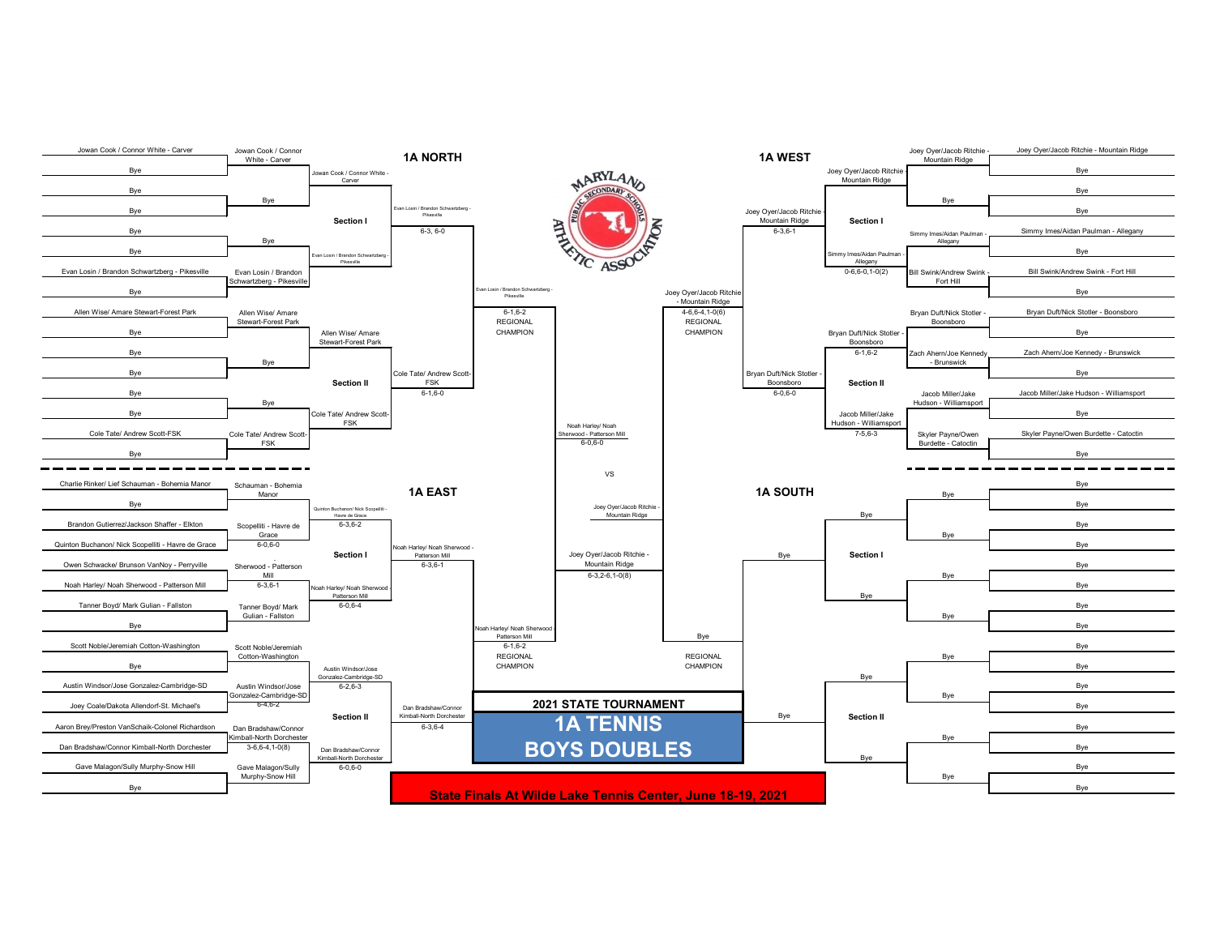# 2021 STATE TOURNAMENT

## 1A TENNIS BOYS DOUBLES

**State Finals At Wilde Lake Tennis Center, June 18-19, 2021**

## 1A NORTH

### Section I

| First Round | Second Round | Section Semifinal | Section Final |
|---|---|---|---|
| Jowan Cook / Connor White - Carver | Jowan Cook / Connor White - Carver | Jowan Cook / Connor White - Carver | Evan Losin / Brandon Schwartzberg - Pikesville |
| Bye | | | 6-3, 6-0 |
| Bye | Bye | | |
| Bye | | | |
| Bye | Bye | Evan Losin / Brandon Schwartzberg - Pikesville | |
| Bye | | | |
| Evan Losin / Brandon Schwartzberg - Pikesville | Evan Losin / Brandon Schwartzberg - Pikesville | | |
| Bye | | | |

### Section II

| First Round | Second Round | Section Semifinal | Section Final |
|---|---|---|---|
| Allen Wise/ Amare Stewart-Forest Park | Allen Wise/ Amare Stewart-Forest Park | Allen Wise/ Amare Stewart-Forest Park | Cole Tate/ Andrew Scott-FSK |
| Bye | | | 6-1,6-0 |
| Bye | Bye | | |
| Bye | | | |
| Bye | Bye | Cole Tate/ Andrew Scott-FSK | |
| Bye | | | |
| Cole Tate/ Andrew Scott-FSK | Cole Tate/ Andrew Scott-FSK | | |
| Bye | | | |

**Regional Champion:** Evan Losin / Brandon Schwartzberg - Pikesville, 6-1,6-2

## 1A WEST

### Section I

| First Round | Second Round | Section Semifinal | Section Final |
|---|---|---|---|
| Joey Oyer/Jacob Ritchie - Mountain Ridge | Joey Oyer/Jacob Ritchie - Mountain Ridge | Joey Oyer/Jacob Ritchie - Mountain Ridge | Joey Oyer/Jacob Ritchie - Mountain Ridge |
| Bye | | | 6-3,6-1 |
| Bye | Bye | | |
| Bye | | | |
| Simmy Imes/Aidan Paulman - Allegany | Simmy Imes/Aidan Paulman - Allegany | Simmy Imes/Aidan Paulman - Allegany | |
| Bye | | 0-6,6-0,1-0(2) | |
| Bill Swink/Andrew Swink - Fort Hill | Bill Swink/Andrew Swink - Fort Hill | | |
| Bye | | | |

### Section II

| First Round | Second Round | Section Semifinal | Section Final |
|---|---|---|---|
| Bryan Duft/Nick Stotler - Boonsboro | Bryan Duft/Nick Stotler - Boonsboro | Bryan Duft/Nick Stotler - Boonsboro | Bryan Duft/Nick Stotler - Boonsboro |
| Bye | | 6-1,6-2 | 6-0,6-0 |
| Zach Ahern/Joe Kennedy - Brunswick | Zach Ahern/Joe Kennedy - Brunswick | | |
| Bye | | | |
| Jacob Miller/Jake Hudson - Williamsport | Jacob Miller/Jake Hudson - Williamsport | Jacob Miller/Jake Hudson - Williamsport | |
| Bye | | 7-5,6-3 | |
| Skyler Payne/Owen Burdette - Catoctin | Skyler Payne/Owen Burdette - Catoctin | | |
| Bye | | | |

**Regional Champion:** Joey Oyer/Jacob Ritchie - Mountain Ridge, 4-6,6-4,1-0(6)

## State Semifinal (North vs. West)

Joey Oyer/Jacob Ritchie - Mountain Ridge

## 1A EAST

### Section I

| First Round | Second Round | Section Semifinal | Section Final |
|---|---|---|---|
| Charlie Rinker/ Lief Schauman - Bohemia Manor | Schauman - Bohemia Manor | Quinton Buchanon/ Nick Scopelliti - Havre de Grace | Noah Harley/ Noah Sherwood - Patterson Mill |
| Bye | | 6-3,6-2 | 6-3,6-1 |
| Brandon Gutierrez/Jackson Shaffer - Elkton | Scopelliti - Havre de Grace | | |
| Quinton Buchanon/ Nick Scopelliti - Havre de Grace | 6-0,6-0 | | |
| Owen Schwacke/ Brunson VanNoy - Perryville | Sherwood - Patterson Mill | Noah Harley/ Noah Sherwood - Patterson Mill | |
| Noah Harley/ Noah Sherwood - Patterson Mill | 6-3,6-1 | 6-0,6-4 | |
| Tanner Boyd/ Mark Gulian - Fallston | Tanner Boyd/ Mark Gulian - Fallston | | |
| Bye | | | |

### Section II

| First Round | Second Round | Section Semifinal | Section Final |
|---|---|---|---|
| Scott Noble/Jeremiah Cotton-Washington | Scott Noble/Jeremiah Cotton-Washington | Austin Windsor/Jose Gonzalez-Cambridge-SD | Dan Bradshaw/Connor Kimball-North Dorchester |
| Bye | | 6-2,6-3 | 6-3,6-4 |
| Austin Windsor/Jose Gonzalez-Cambridge-SD | Austin Windsor/Jose Gonzalez-Cambridge-SD | | |
| Joey Coale/Dakota Allendorf-St. Michael's | 6-4,6-2 | | |
| Aaron Brey/Preston VanSchaik-Colonel Richardson | Dan Bradshaw/Connor Kimball-North Dorchester | Dan Bradshaw/Connor Kimball-North Dorchester | |
| Dan Bradshaw/Connor Kimball-North Dorchester | 3-6,6-4,1-0(8) | 6-0,6-0 | |
| Gave Malagon/Sully Murphy-Snow Hill | Gave Malagon/Sully Murphy-Snow Hill | | |
| Bye | | | |

**Regional Champion:** Noah Harley/ Noah Sherwood - Patterson Mill, 6-1,6-2

## 1A SOUTH

### Section I

| First Round | Second Round | Section Semifinal | Section Final |
|---|---|---|---|
| Bye | Bye | Bye | Bye |
| Bye | | | |
| Bye | Bye | | |
| Bye | | | |
| Bye | Bye | Bye | |
| Bye | | | |
| Bye | Bye | | |
| Bye | | | |

### Section II

| First Round | Second Round | Section Semifinal | Section Final |
|---|---|---|---|
| Bye | Bye | Bye | Bye |
| Bye | | | |
| Bye | Bye | | |
| Bye | | | |
| Bye | Bye | Bye | |
| Bye | | | |
| Bye | Bye | | |
| Bye | | | |

**Regional Champion:** Bye

## State Semifinal (East vs. South)

Joey Oyer/Jacob Ritchie - Mountain Ridge, 6-3,2-6,1-0(8)

## State Final

Noah Harley/ Noah Sherwood - Patterson Mill, 6-0,6-0

VS

Joey Oyer/Jacob Ritchie - Mountain Ridge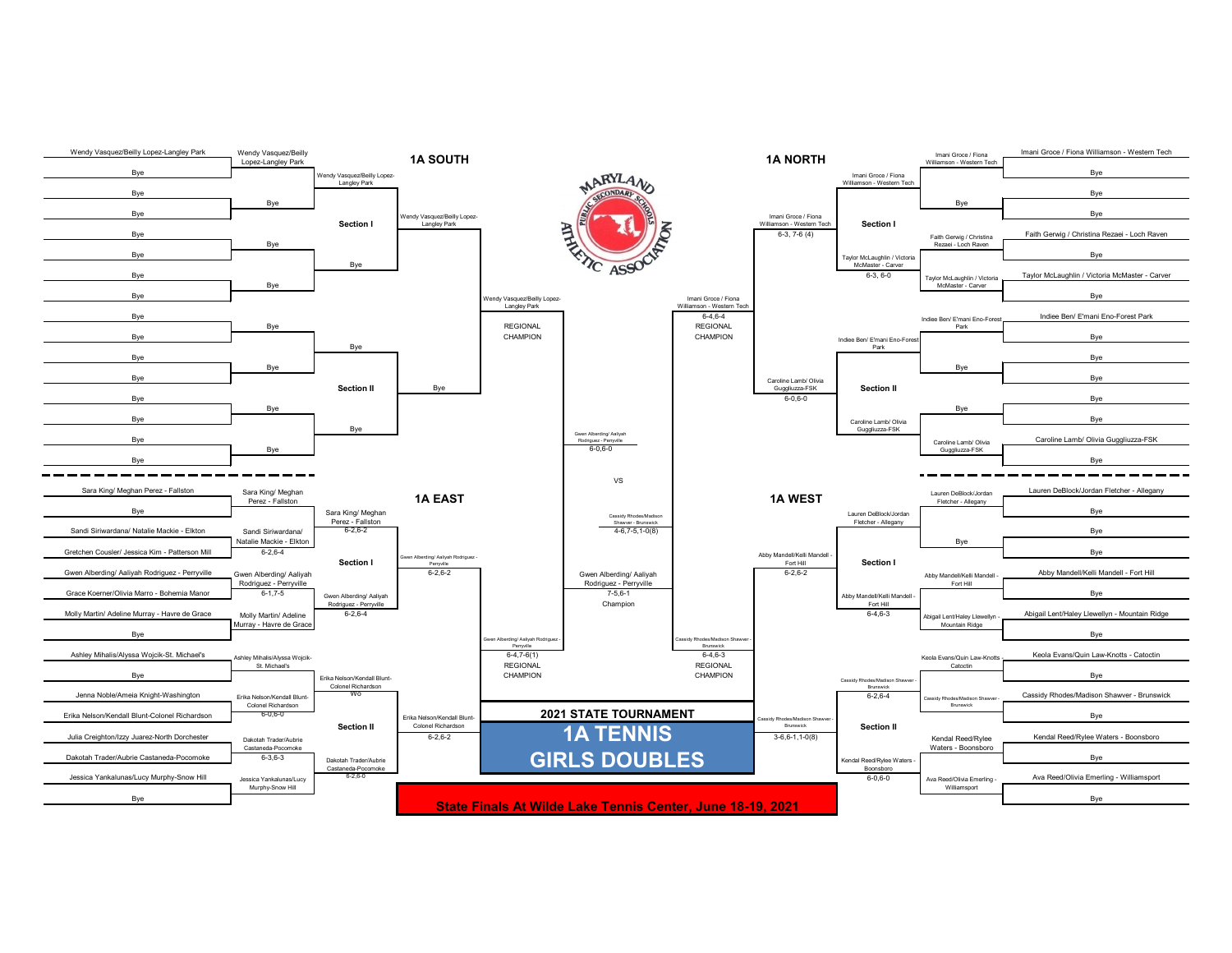# 2021 STATE TOURNAMENT

# 1A TENNIS GIRLS DOUBLES

**State Finals At Wilde Lake Tennis Center, June 18-19, 2021**

## 1A SOUTH

### Section I

| First Round | Second Round | Section Final | Regional Final |
|---|---|---|---|
| Wendy Vasquez/Beilly Lopez-Langley Park | Wendy Vasquez/Beilly Lopez-Langley Park | Wendy Vasquez/Beilly Lopez-Langley Park | Wendy Vasquez/Beilly Lopez-Langley Park |
| Bye | | | |
| Bye | Bye | | |
| Bye | | | |
| Bye | Bye | Bye | |
| Bye | | | |
| Bye | Bye | | |
| Bye | | | |

### Section II

| First Round | Second Round | Section Final | Regional Final |
|---|---|---|---|
| Bye | Bye | Bye | Bye |
| Bye | | | |
| Bye | Bye | | |
| Bye | | | |
| Bye | Bye | Bye | |
| Bye | | | |
| Bye | Bye | | |
| Bye | | | |

**REGIONAL CHAMPION:** Wendy Vasquez/Beilly Lopez-Langley Park

## 1A NORTH

### Section I

| First Round | Second Round | Section Final | Regional Final |
|---|---|---|---|
| Imani Groce / Fiona Williamson - Western Tech | Imani Groce / Fiona Williamson - Western Tech | Imani Groce / Fiona Williamson - Western Tech | Imani Groce / Fiona Williamson - Western Tech 6-3, 7-6 (4) |
| Bye | | | |
| Bye | Bye | | |
| Bye | | | |
| Faith Gerwig / Christina Rezaei - Loch Raven | Faith Gerwig / Christina Rezaei - Loch Raven | Taylor McLaughlin / Victoria McMaster - Carver 6-3, 6-0 | |
| Bye | | | |
| Taylor McLaughlin / Victoria McMaster - Carver | Taylor McLaughlin / Victoria McMaster - Carver | | |
| Bye | | | |

### Section II

| First Round | Second Round | Section Final | Regional Final |
|---|---|---|---|
| Indiee Ben/ E'mani Eno-Forest Park | Indiee Ben/ E'mani Eno-Forest Park | Indiee Ben/ E'mani Eno-Forest Park | Caroline Lamb/ Olivia Guggliuzza-FSK 6-0,6-0 |
| Bye | | | |
| Bye | Bye | | |
| Bye | | | |
| Bye | Bye | Caroline Lamb/ Olivia Guggliuzza-FSK | |
| Bye | | | |
| Caroline Lamb/ Olivia Guggliuzza-FSK | Caroline Lamb/ Olivia Guggliuzza-FSK | | |
| Bye | | | |

**REGIONAL CHAMPION:** Imani Groce / Fiona Williamson - Western Tech 6-4,6-4

## 1A EAST

### Section I

| First Round | Second Round | Section Final | Regional Final |
|---|---|---|---|
| Sara King/ Meghan Perez - Fallston | Sara King/ Meghan Perez - Fallston | Sara King/ Meghan Perez - Fallston 6-2,6-2 | Gwen Alberding/ Aaliyah Rodriguez - Perryville 6-2,6-2 |
| Bye | | | |
| Sandi Siriwardana/ Natalie Mackie - Elkton | Sandi Siriwardana/ Natalie Mackie - Elkton 6-2,6-4 | | |
| Gretchen Cousler/ Jessica Kim - Patterson Mill | | | |
| Gwen Alberding/ Aaliyah Rodriguez - Perryville | Gwen Alberding/ Aaliyah Rodriguez - Perryville 6-1,7-5 | Gwen Alberding/ Aaliyah Rodriguez - Perryville 6-2,6-4 | |
| Grace Koerner/Olivia Marro - Bohemia Manor | | | |
| Molly Martin/ Adeline Murray - Havre de Grace | Molly Martin/ Adeline Murray - Havre de Grace | | |
| Bye | | | |

### Section II

| First Round | Second Round | Section Final | Regional Final |
|---|---|---|---|
| Ashley Mihalis/Alyssa Wojcik-St. Michael's | Ashley Mihalis/Alyssa Wojcik-St. Michael's | Erika Nelson/Kendall Blunt-Colonel Richardson WO | Erika Nelson/Kendall Blunt-Colonel Richardson 6-2,6-2 |
| Bye | | | |
| Jenna Noble/Ameia Knight-Washington | Erika Nelson/Kendall Blunt-Colonel Richardson 6-0,6-0 | | |
| Erika Nelson/Kendall Blunt-Colonel Richardson | | | |
| Julia Creighton/Izzy Juarez-North Dorchester | Dakotah Trader/Aubrie Castaneda-Pocomoke 6-3,6-3 | Dakotah Trader/Aubrie Castaneda-Pocomoke 6-2,6-0 | |
| Dakotah Trader/Aubrie Castaneda-Pocomoke | | | |
| Jessica Yankalunas/Lucy Murphy-Snow Hill | Jessica Yankalunas/Lucy Murphy-Snow Hill | | |
| Bye | | | |

**REGIONAL CHAMPION:** Gwen Alberding/ Aaliyah Rodriguez - Perryville 6-4,7-6(1)

## 1A WEST

### Section I

| First Round | Second Round | Section Final | Regional Final |
|---|---|---|---|
| Lauren DeBlock/Jordan Fletcher - Allegany | Lauren DeBlock/Jordan Fletcher - Allegany | Lauren DeBlock/Jordan Fletcher - Allegany | Abby Mandell/Kelli Mandell - Fort Hill 6-2,6-2 |
| Bye | | | |
| Bye | Bye | | |
| Bye | | | |
| Abby Mandell/Kelli Mandell - Fort Hill | Abby Mandell/Kelli Mandell - Fort Hill | Abby Mandell/Kelli Mandell - Fort Hill 6-4,6-3 | |
| Bye | | | |
| Abigail Lent/Haley Llewellyn - Mountain Ridge | Abigail Lent/Haley Llewellyn - Mountain Ridge | | |
| Bye | | | |

### Section II

| First Round | Second Round | Section Final | Regional Final |
|---|---|---|---|
| Keola Evans/Quin Law-Knotts - Catoctin | Keola Evans/Quin Law-Knotts - Catoctin | Cassidy Rhodes/Madison Shawver - Brunswick 6-2,6-4 | Cassidy Rhodes/Madison Shawver - Brunswick 3-6,6-1,1-0(8) |
| Bye | | | |
| Cassidy Rhodes/Madison Shawver - Brunswick | Cassidy Rhodes/Madison Shawver - Brunswick | | |
| Bye | | | |
| Kendal Reed/Rylee Waters - Boonsboro | Kendal Reed/Rylee Waters - Boonsboro | Kendal Reed/Rylee Waters - Boonsboro 6-0,6-0 | |
| Bye | | | |
| Ava Reed/Olivia Emerling - Williamsport | Ava Reed/Olivia Emerling - Williamsport | | |
| Bye | | | |

**REGIONAL CHAMPION:** Cassidy Rhodes/Madison Shawver - Brunswick 6-4,6-3

## State Semifinals and Final

- Wendy Vasquez/Beilly Lopez-Langley Park vs. Imani Groce / Fiona Williamson - Western Tech → Gwen Alberding/ Aaliyah Rodriguez - Perryville 6-0,6-0
- Gwen Alberding/ Aaliyah Rodriguez - Perryville vs. Cassidy Rhodes/Madison Shawver - Brunswick → Cassidy Rhodes/Madison Shawver - Brunswick 4-6,7-5,1-0(8)

Gwen Alberding/ Aaliyah Rodriguez - Perryville 6-0,6-0

VS

Cassidy Rhodes/Madison Shawver - Brunswick 4-6,7-5,1-0(8)

**Champion:** Gwen Alberding/ Aaliyah Rodriguez - Perryville 7-5,6-1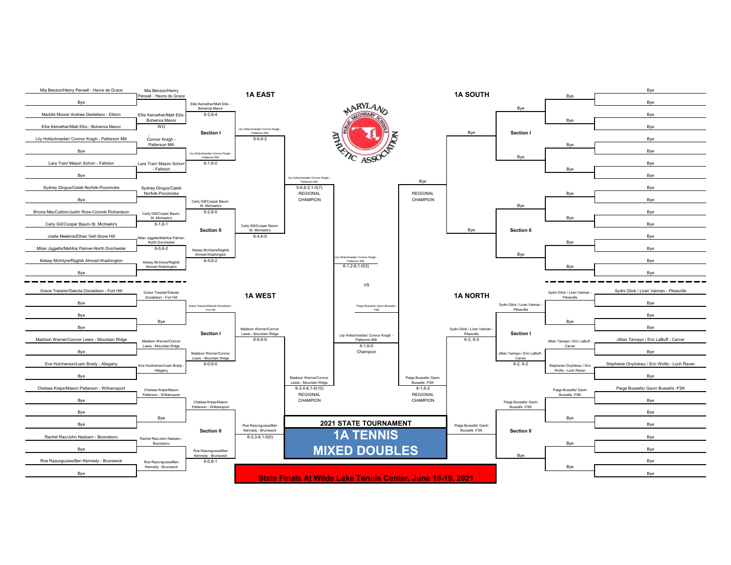# 2021 STATE TOURNAMENT

# 1A TENNIS MIXED DOUBLES

**State Finals At Wilde Lake Tennis Center, June 18-19, 2021**

## 1A EAST

### Section I

Mia Benzon/Henry Pensell - Havre de Grace
Bye
Maddie Moore/ Andrew Destefano - Elkton
Ellie Kemether/Matt Ellis - Bohemia Manor
Lily Holtschneider/ Connor Kragh - Patterson Mill
Bye
Lara Tran/ Mason Schorr - Fallston
Bye

Mia Benzon/Henry Pensell - Havre de Grace
Ellie Kemether/Matt Ellis - Bohemia Manor
WO
Connor Kragh - Patterson Mill
Lara Tran/ Mason Schorr - Fallston

Ellie Kemether/Matt Ellis - Bohemia Manor
6-2,6-4
Lily Holtschneider/ Connor Kragh - Patterson Mill
6-1,6-0

Lily Holtschneider/ Connor Kragh - Patterson Mill
6-0,6-2

### Section II

Sydney Dingus/Caleb Norfolk-Pocomoke
Bye
Briona MacCubbin/Justin Ross-Colonel Richardson
Carly Gill/Cooper Baum-St. Michaels's
Joelle Meekins/Ethan Gell-Snow Hill
Milan Jiggetts/MahKai Palmer-North Dorchester
Kelsey McIntyre/Raghib Ahmed-Washington
Bye

Sydney Dingus/Caleb Norfolk-Pocomoke
Carly Gill/Cooper Baum-St. Michaels's
6-1,6-1
Milan Jiggetts/MahKai Palmer-North Dorchester
6-0,6-2
Kelsey McIntyre/Raghib Ahmed-Washington

Carly Gill/Cooper Baum-St. Michaels's
6-2,6-0
Kelsey McIntyre/Raghib Ahmed-Washington
6-4,6-2

Carly Gill/Cooper Baum-St. Michaels's
6-4,6-0

Lily Holtschneider/ Connor Kragh - Patterson Mill
0-6,6-2,1-0(7)
REGIONAL CHAMPION

## 1A SOUTH

### Section I

Bye (all first-round positions)

Bye
Bye

Bye

### Section II

Bye (all first-round positions)

Bye
Bye

Bye

Bye
REGIONAL CHAMPION

## 1A WEST

### Section I

Grace Tressler/Dakota Donaldson - Fort Hill
Bye
Bye
Bye
Madison Werner/Connor Lewis - Mountain RIdge
Bye
Eve Hutcherson/Liam Brady - Allegany
Bye

Grace Tressler/Dakota Donaldson - Fort Hill
Bye
Madison Werner/Connor Lewis - Mountain RIdge
Eve Hutcherson/Liam Brady - Allegany

Grace Tressler/Dakota Donaldson - Fort Hill
Madison Werner/Connor Lewis - Mountain RIdge
6-0,6-0

Madison Werner/Connor Lewis - Mountain RIdge
6-0,6-0

### Section II

Chelsea Kreps/Mason Patterson - Williamsport
Bye
Bye
Bye
Rachel Rao/John Nadzam - Boonsboro
Bye
Roe Razunguzwa/Ben Kennedy - Brunswick
Bye

Chelsea Kreps/Mason Patterson - Williamsport
Bye
Rachel Rao/John Nadzam - Boonsboro
Roe Razunguzwa/Ben Kennedy - Brunswick

Chelsea Kreps/Mason Patterson - Williamsport
Roe Razunguzwa/Ben Kennedy - Brunswick
6-0,6-1

Roe Razunguzwa/Ben Kennedy - Brunswick
6-3,3-6,1-0(5)

Madison Werner/Connor Lewis - Mountain RIdge
6-3,4-6,1-0(10)
REGIONAL CHAMPION

## 1A NORTH

### Section I

Sydni Glick / Liran Vaiman - Pikesville
Bye
Bye
Bye
Jillian Tamayo / Eric LaBuff - Carver
Bye
Stephenie Onyilokwu / Eric Wolfe - Loch Raven
Bye

Sydni Glick / Liran Vaiman - Pikesville
Bye
Jillian Tamayo / Eric LaBuff - Carver
Stephenie Onyilokwu / Eric Wolfe - Loch Raven

Sydni Glick / Liran Vaiman - Pikesville
Jillian Tamayo / Eric LaBuff - Carver
6-2, 6-2

Sydni Glick / Liran Vaiman - Pikesville
6-3, 6-3

### Section II

Paige Bussells/ Gavin Bussells -FSK
Bye
Bye
Bye
Bye
Bye
Bye
Bye

Paige Bussells/ Gavin Bussells -FSK
Bye
Bye
Bye

Paige Bussells/ Gavin Bussells -FSK
Bye

Paige Bussells/ Gavin Bussells -FSK

Paige Bussells/ Gavin Bussells -FSK
6-1,6-2
REGIONAL CHAMPION

## State Semifinals

Lily Holtschneider/ Connor Kragh - Patterson Mill
6-1,2-6,1-0(3)

VS

Paige Bussells/ Gavin Bussells - FSK

## State Final

Lily Holtschneider/ Connor Kragh - Patterson Mill
6-1,6-0
Champion